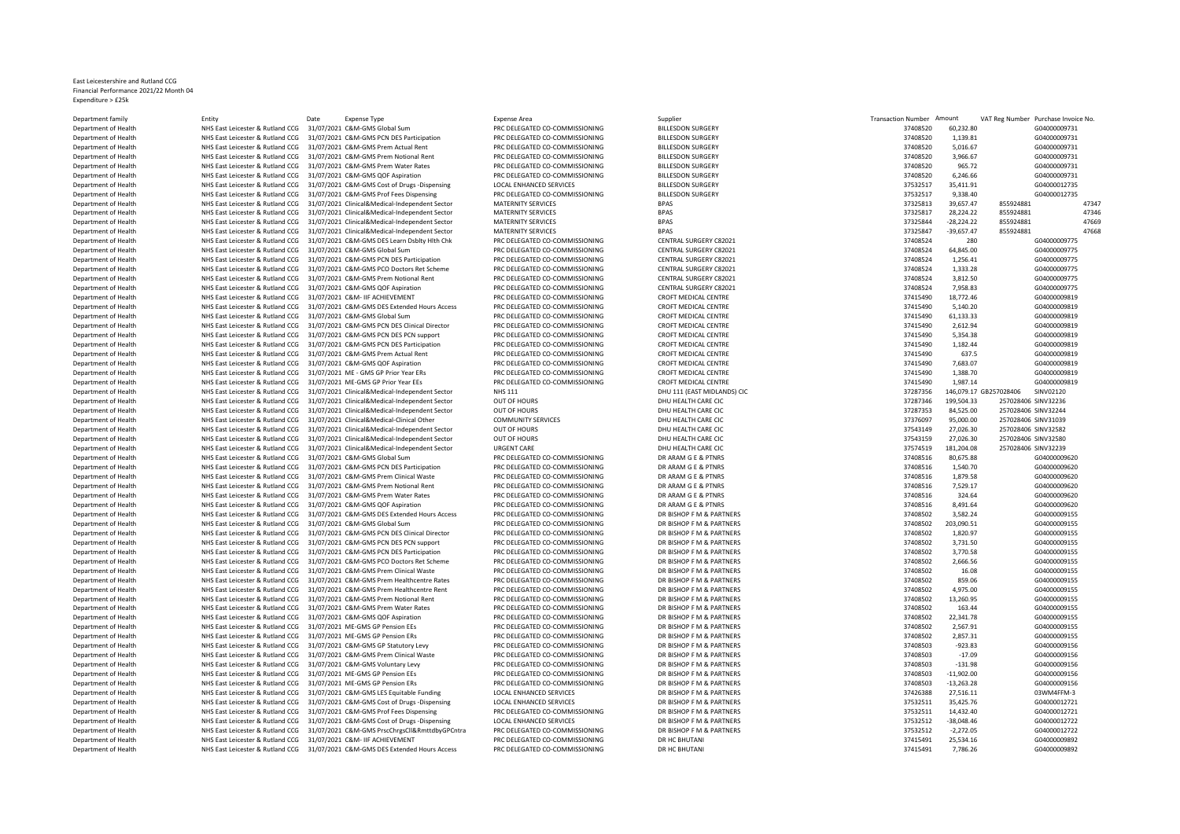East Leicestershire and Rutland CCG
Financial Performance 2021/22 Month 04
Expenditure > £25k

| Department family | Entity | Date | Expense Type | Expense Area | Supplier | Transaction Number | Amount | VAT Reg Number | Purchase Invoice No. |
|---|---|---|---|---|---|---|---|---|---|
| Department of Health | NHS East Leicester & Rutland CCG | 31/07/2021 | C&M-GMS Global Sum | PRC DELEGATED CO-COMMISSIONING | BILLESDON SURGERY | 37408520 | 60,232.80 | | G04000009731 |
| Department of Health | NHS East Leicester & Rutland CCG | 31/07/2021 | C&M-GMS PCN DES Participation | PRC DELEGATED CO-COMMISSIONING | BILLESDON SURGERY | 37408520 | 1,139.81 | | G04000009731 |
| Department of Health | NHS East Leicester & Rutland CCG | 31/07/2021 | C&M-GMS Prem Actual Rent | PRC DELEGATED CO-COMMISSIONING | BILLESDON SURGERY | 37408520 | 5,016.67 | | G04000009731 |
| Department of Health | NHS East Leicester & Rutland CCG | 31/07/2021 | C&M-GMS Prem Notional Rent | PRC DELEGATED CO-COMMISSIONING | BILLESDON SURGERY | 37408520 | 3,966.67 | | G04000009731 |
| Department of Health | NHS East Leicester & Rutland CCG | 31/07/2021 | C&M-GMS Prem Water Rates | PRC DELEGATED CO-COMMISSIONING | BILLESDON SURGERY | 37408520 | 965.72 | | G04000009731 |
| Department of Health | NHS East Leicester & Rutland CCG | 31/07/2021 | C&M-GMS QOF Aspiration | PRC DELEGATED CO-COMMISSIONING | BILLESDON SURGERY | 37408520 | 6,246.66 | | G04000009731 |
| Department of Health | NHS East Leicester & Rutland CCG | 31/07/2021 | C&M-GMS Cost of Drugs -Dispensing | LOCAL ENHANCED SERVICES | BILLESDON SURGERY | 37532517 | 35,411.91 | | G04000012735 |
| Department of Health | NHS East Leicester & Rutland CCG | 31/07/2021 | C&M-GMS Prof Fees Dispensing | PRC DELEGATED CO-COMMISSIONING | BILLESDON SURGERY | 37532517 | 9,338.40 | | G04000012735 |
| Department of Health | NHS East Leicester & Rutland CCG | 31/07/2021 | Clinical&Medical-Independent Sector | MATERNITY SERVICES | BPAS | 37325813 | 39,657.47 | 855924881 | 47347 |
| Department of Health | NHS East Leicester & Rutland CCG | 31/07/2021 | Clinical&Medical-Independent Sector | MATERNITY SERVICES | BPAS | 37325817 | 28,224.22 | 855924881 | 47346 |
| Department of Health | NHS East Leicester & Rutland CCG | 31/07/2021 | Clinical&Medical-Independent Sector | MATERNITY SERVICES | BPAS | 37325844 | -28,224.22 | 855924881 | 47669 |
| Department of Health | NHS East Leicester & Rutland CCG | 31/07/2021 | Clinical&Medical-Independent Sector | MATERNITY SERVICES | BPAS | 37325847 | -39,657.47 | 855924881 | 47668 |
| Department of Health | NHS East Leicester & Rutland CCG | 31/07/2021 | C&M-GMS DES Learn Dsblty Hlth Chk | PRC DELEGATED CO-COMMISSIONING | CENTRAL SURGERY C82021 | 37408524 | 280 | | G04000009775 |
| Department of Health | NHS East Leicester & Rutland CCG | 31/07/2021 | C&M-GMS Global Sum | PRC DELEGATED CO-COMMISSIONING | CENTRAL SURGERY C82021 | 37408524 | 64,845.00 | | G04000009775 |
| Department of Health | NHS East Leicester & Rutland CCG | 31/07/2021 | C&M-GMS PCN DES Participation | PRC DELEGATED CO-COMMISSIONING | CENTRAL SURGERY C82021 | 37408524 | 1,256.41 | | G04000009775 |
| Department of Health | NHS East Leicester & Rutland CCG | 31/07/2021 | C&M-GMS PCO Doctors Ret Scheme | PRC DELEGATED CO-COMMISSIONING | CENTRAL SURGERY C82021 | 37408524 | 1,333.28 | | G04000009775 |
| Department of Health | NHS East Leicester & Rutland CCG | 31/07/2021 | C&M-GMS Prem Notional Rent | PRC DELEGATED CO-COMMISSIONING | CENTRAL SURGERY C82021 | 37408524 | 3,812.50 | | G04000009775 |
| Department of Health | NHS East Leicester & Rutland CCG | 31/07/2021 | C&M-GMS QOF Aspiration | PRC DELEGATED CO-COMMISSIONING | CENTRAL SURGERY C82021 | 37408524 | 7,958.83 | | G04000009775 |
| Department of Health | NHS East Leicester & Rutland CCG | 31/07/2021 | C&M- IIF ACHIEVEMENT | PRC DELEGATED CO-COMMISSIONING | CROFT MEDICAL CENTRE | 37415490 | 18,772.46 | | G04000009819 |
| Department of Health | NHS East Leicester & Rutland CCG | 31/07/2021 | C&M-GMS DES Extended Hours Access | PRC DELEGATED CO-COMMISSIONING | CROFT MEDICAL CENTRE | 37415490 | 5,140.20 | | G04000009819 |
| Department of Health | NHS East Leicester & Rutland CCG | 31/07/2021 | C&M-GMS Global Sum | PRC DELEGATED CO-COMMISSIONING | CROFT MEDICAL CENTRE | 37415490 | 61,133.33 | | G04000009819 |
| Department of Health | NHS East Leicester & Rutland CCG | 31/07/2021 | C&M-GMS PCN DES Clinical Director | PRC DELEGATED CO-COMMISSIONING | CROFT MEDICAL CENTRE | 37415490 | 2,612.94 | | G04000009819 |
| Department of Health | NHS East Leicester & Rutland CCG | 31/07/2021 | C&M-GMS PCN DES PCN support | PRC DELEGATED CO-COMMISSIONING | CROFT MEDICAL CENTRE | 37415490 | 5,354.38 | | G04000009819 |
| Department of Health | NHS East Leicester & Rutland CCG | 31/07/2021 | C&M-GMS PCN DES Participation | PRC DELEGATED CO-COMMISSIONING | CROFT MEDICAL CENTRE | 37415490 | 1,182.44 | | G04000009819 |
| Department of Health | NHS East Leicester & Rutland CCG | 31/07/2021 | C&M-GMS Prem Actual Rent | PRC DELEGATED CO-COMMISSIONING | CROFT MEDICAL CENTRE | 37415490 | 637.5 | | G04000009819 |
| Department of Health | NHS East Leicester & Rutland CCG | 31/07/2021 | C&M-GMS QOF Aspiration | PRC DELEGATED CO-COMMISSIONING | CROFT MEDICAL CENTRE | 37415490 | 7,683.07 | | G04000009819 |
| Department of Health | NHS East Leicester & Rutland CCG | 31/07/2021 | ME - GMS GP Prior Year ERs | PRC DELEGATED CO-COMMISSIONING | CROFT MEDICAL CENTRE | 37415490 | 1,388.70 | | G04000009819 |
| Department of Health | NHS East Leicester & Rutland CCG | 31/07/2021 | ME-GMS GP Prior Year EEs | PRC DELEGATED CO-COMMISSIONING | CROFT MEDICAL CENTRE | 37415490 | 1,987.14 | | G04000009819 |
| Department of Health | NHS East Leicester & Rutland CCG | 31/07/2021 | Clinical&Medical-Independent Sector | NHS 111 | DHU 111 (EAST MIDLANDS) CIC | 37287356 | 146,079.17 | GB257028406 | SINV02120 |
| Department of Health | NHS East Leicester & Rutland CCG | 31/07/2021 | Clinical&Medical-Independent Sector | OUT OF HOURS | DHU HEALTH CARE CIC | 37287346 | 199,504.33 | 257028406 | SINV32236 |
| Department of Health | NHS East Leicester & Rutland CCG | 31/07/2021 | Clinical&Medical-Independent Sector | OUT OF HOURS | DHU HEALTH CARE CIC | 37287353 | 84,525.00 | 257028406 | SINV32244 |
| Department of Health | NHS East Leicester & Rutland CCG | 31/07/2021 | Clinical&Medical-Clinical Other | COMMUNITY SERVICES | DHU HEALTH CARE CIC | 37376097 | 95,000.00 | 257028406 | SINV31039 |
| Department of Health | NHS East Leicester & Rutland CCG | 31/07/2021 | Clinical&Medical-Independent Sector | OUT OF HOURS | DHU HEALTH CARE CIC | 37543149 | 27,026.30 | 257028406 | SINV32582 |
| Department of Health | NHS East Leicester & Rutland CCG | 31/07/2021 | Clinical&Medical-Independent Sector | OUT OF HOURS | DHU HEALTH CARE CIC | 37543159 | 27,026.30 | 257028406 | SINV32580 |
| Department of Health | NHS East Leicester & Rutland CCG | 31/07/2021 | Clinical&Medical-Independent Sector | URGENT CARE | DHU HEALTH CARE CIC | 37574519 | 181,204.08 | 257028406 | SINV32239 |
| Department of Health | NHS East Leicester & Rutland CCG | 31/07/2021 | C&M-GMS Global Sum | PRC DELEGATED CO-COMMISSIONING | DR ARAM G E & PTNRS | 37408516 | 80,675.88 | | G04000009620 |
| Department of Health | NHS East Leicester & Rutland CCG | 31/07/2021 | C&M-GMS PCN DES Participation | PRC DELEGATED CO-COMMISSIONING | DR ARAM G E & PTNRS | 37408516 | 1,540.70 | | G04000009620 |
| Department of Health | NHS East Leicester & Rutland CCG | 31/07/2021 | C&M-GMS Prem Clinical Waste | PRC DELEGATED CO-COMMISSIONING | DR ARAM G E & PTNRS | 37408516 | 1,879.58 | | G04000009620 |
| Department of Health | NHS East Leicester & Rutland CCG | 31/07/2021 | C&M-GMS Prem Notional Rent | PRC DELEGATED CO-COMMISSIONING | DR ARAM G E & PTNRS | 37408516 | 7,529.17 | | G04000009620 |
| Department of Health | NHS East Leicester & Rutland CCG | 31/07/2021 | C&M-GMS Prem Water Rates | PRC DELEGATED CO-COMMISSIONING | DR ARAM G E & PTNRS | 37408516 | 324.64 | | G04000009620 |
| Department of Health | NHS East Leicester & Rutland CCG | 31/07/2021 | C&M-GMS QOF Aspiration | PRC DELEGATED CO-COMMISSIONING | DR ARAM G E & PTNRS | 37408516 | 8,491.64 | | G04000009620 |
| Department of Health | NHS East Leicester & Rutland CCG | 31/07/2021 | C&M-GMS DES Extended Hours Access | PRC DELEGATED CO-COMMISSIONING | DR BISHOP F M & PARTNERS | 37408502 | 3,582.24 | | G04000009155 |
| Department of Health | NHS East Leicester & Rutland CCG | 31/07/2021 | C&M-GMS Global Sum | PRC DELEGATED CO-COMMISSIONING | DR BISHOP F M & PARTNERS | 37408502 | 203,090.51 | | G04000009155 |
| Department of Health | NHS East Leicester & Rutland CCG | 31/07/2021 | C&M-GMS PCN DES Clinical Director | PRC DELEGATED CO-COMMISSIONING | DR BISHOP F M & PARTNERS | 37408502 | 1,820.97 | | G04000009155 |
| Department of Health | NHS East Leicester & Rutland CCG | 31/07/2021 | C&M-GMS PCN DES PCN support | PRC DELEGATED CO-COMMISSIONING | DR BISHOP F M & PARTNERS | 37408502 | 3,731.50 | | G04000009155 |
| Department of Health | NHS East Leicester & Rutland CCG | 31/07/2021 | C&M-GMS PCN DES Participation | PRC DELEGATED CO-COMMISSIONING | DR BISHOP F M & PARTNERS | 37408502 | 3,770.58 | | G04000009155 |
| Department of Health | NHS East Leicester & Rutland CCG | 31/07/2021 | C&M-GMS PCO Doctors Ret Scheme | PRC DELEGATED CO-COMMISSIONING | DR BISHOP F M & PARTNERS | 37408502 | 2,666.56 | | G04000009155 |
| Department of Health | NHS East Leicester & Rutland CCG | 31/07/2021 | C&M-GMS Prem Clinical Waste | PRC DELEGATED CO-COMMISSIONING | DR BISHOP F M & PARTNERS | 37408502 | 16.08 | | G04000009155 |
| Department of Health | NHS East Leicester & Rutland CCG | 31/07/2021 | C&M-GMS Prem Healthcentre Rates | PRC DELEGATED CO-COMMISSIONING | DR BISHOP F M & PARTNERS | 37408502 | 859.06 | | G04000009155 |
| Department of Health | NHS East Leicester & Rutland CCG | 31/07/2021 | C&M-GMS Prem Healthcentre Rent | PRC DELEGATED CO-COMMISSIONING | DR BISHOP F M & PARTNERS | 37408502 | 4,975.00 | | G04000009155 |
| Department of Health | NHS East Leicester & Rutland CCG | 31/07/2021 | C&M-GMS Prem Notional Rent | PRC DELEGATED CO-COMMISSIONING | DR BISHOP F M & PARTNERS | 37408502 | 13,260.95 | | G04000009155 |
| Department of Health | NHS East Leicester & Rutland CCG | 31/07/2021 | C&M-GMS Prem Water Rates | PRC DELEGATED CO-COMMISSIONING | DR BISHOP F M & PARTNERS | 37408502 | 163.44 | | G04000009155 |
| Department of Health | NHS East Leicester & Rutland CCG | 31/07/2021 | C&M-GMS QOF Aspiration | PRC DELEGATED CO-COMMISSIONING | DR BISHOP F M & PARTNERS | 37408502 | 22,341.78 | | G04000009155 |
| Department of Health | NHS East Leicester & Rutland CCG | 31/07/2021 | ME-GMS GP Pension EEs | PRC DELEGATED CO-COMMISSIONING | DR BISHOP F M & PARTNERS | 37408502 | 2,567.91 | | G04000009155 |
| Department of Health | NHS East Leicester & Rutland CCG | 31/07/2021 | ME-GMS GP Pension ERs | PRC DELEGATED CO-COMMISSIONING | DR BISHOP F M & PARTNERS | 37408502 | 2,857.31 | | G04000009155 |
| Department of Health | NHS East Leicester & Rutland CCG | 31/07/2021 | C&M-GMS GP Statutory Levy | PRC DELEGATED CO-COMMISSIONING | DR BISHOP F M & PARTNERS | 37408503 | -923.83 | | G04000009156 |
| Department of Health | NHS East Leicester & Rutland CCG | 31/07/2021 | C&M-GMS Prem Clinical Waste | PRC DELEGATED CO-COMMISSIONING | DR BISHOP F M & PARTNERS | 37408503 | -17.09 | | G04000009156 |
| Department of Health | NHS East Leicester & Rutland CCG | 31/07/2021 | C&M-GMS Voluntary Levy | PRC DELEGATED CO-COMMISSIONING | DR BISHOP F M & PARTNERS | 37408503 | -131.98 | | G04000009156 |
| Department of Health | NHS East Leicester & Rutland CCG | 31/07/2021 | ME-GMS GP Pension EEs | PRC DELEGATED CO-COMMISSIONING | DR BISHOP F M & PARTNERS | 37408503 | -11,902.00 | | G04000009156 |
| Department of Health | NHS East Leicester & Rutland CCG | 31/07/2021 | ME-GMS GP Pension ERs | PRC DELEGATED CO-COMMISSIONING | DR BISHOP F M & PARTNERS | 37408503 | -13,263.28 | | G04000009156 |
| Department of Health | NHS East Leicester & Rutland CCG | 31/07/2021 | C&M-GMS LES Equitable Funding | LOCAL ENHANCED SERVICES | DR BISHOP F M & PARTNERS | 37426388 | 27,516.11 | | 03WM4FFM-3 |
| Department of Health | NHS East Leicester & Rutland CCG | 31/07/2021 | C&M-GMS Cost of Drugs -Dispensing | LOCAL ENHANCED SERVICES | DR BISHOP F M & PARTNERS | 37532511 | 35,425.76 | | G04000012721 |
| Department of Health | NHS East Leicester & Rutland CCG | 31/07/2021 | C&M-GMS Prof Fees Dispensing | PRC DELEGATED CO-COMMISSIONING | DR BISHOP F M & PARTNERS | 37532511 | 14,432.40 | | G04000012721 |
| Department of Health | NHS East Leicester & Rutland CCG | 31/07/2021 | C&M-GMS Cost of Drugs -Dispensing | LOCAL ENHANCED SERVICES | DR BISHOP F M & PARTNERS | 37532512 | -38,048.46 | | G04000012722 |
| Department of Health | NHS East Leicester & Rutland CCG | 31/07/2021 | C&M-GMS PrscChrgsCll&RmttdbyGPCntra | PRC DELEGATED CO-COMMISSIONING | DR BISHOP F M & PARTNERS | 37532512 | -2,272.05 | | G04000012722 |
| Department of Health | NHS East Leicester & Rutland CCG | 31/07/2021 | C&M- IIF ACHIEVEMENT | PRC DELEGATED CO-COMMISSIONING | DR HC BHUTANI | 37415491 | 25,534.16 | | G04000009892 |
| Department of Health | NHS East Leicester & Rutland CCG | 31/07/2021 | C&M-GMS DES Extended Hours Access | PRC DELEGATED CO-COMMISSIONING | DR HC BHUTANI | 37415491 | 7,786.26 | | G04000009892 |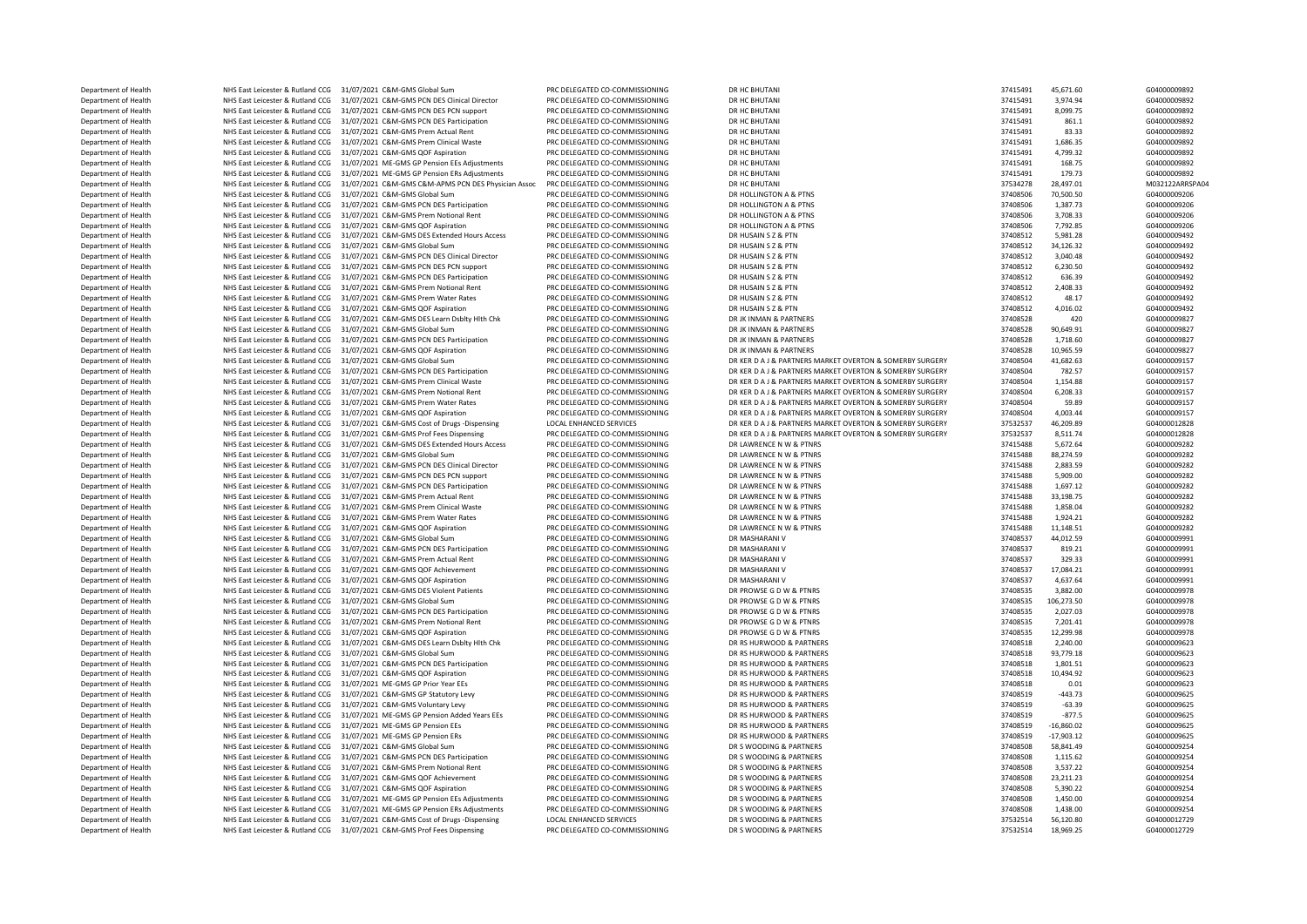| | | | | | | | | |
|---|---|---|---|---|---|---|---|---|
| Department of Health | NHS East Leicester & Rutland CCG | 31/07/2021 C&M-GMS Global Sum | PRC DELEGATED CO-COMMISSIONING | DR HC BHUTANI | 37415491 | 45,671.60 | G04000009892 |
| Department of Health | NHS East Leicester & Rutland CCG | 31/07/2021 C&M-GMS PCN DES Clinical Director | PRC DELEGATED CO-COMMISSIONING | DR HC BHUTANI | 37415491 | 3,974.94 | G04000009892 |
| Department of Health | NHS East Leicester & Rutland CCG | 31/07/2021 C&M-GMS PCN DES PCN support | PRC DELEGATED CO-COMMISSIONING | DR HC BHUTANI | 37415491 | 8,099.75 | G04000009892 |
| Department of Health | NHS East Leicester & Rutland CCG | 31/07/2021 C&M-GMS PCN DES Participation | PRC DELEGATED CO-COMMISSIONING | DR HC BHUTANI | 37415491 | 861.1 | G04000009892 |
| Department of Health | NHS East Leicester & Rutland CCG | 31/07/2021 C&M-GMS Prem Actual Rent | PRC DELEGATED CO-COMMISSIONING | DR HC BHUTANI | 37415491 | 83.33 | G04000009892 |
| Department of Health | NHS East Leicester & Rutland CCG | 31/07/2021 C&M-GMS Prem Clinical Waste | PRC DELEGATED CO-COMMISSIONING | DR HC BHUTANI | 37415491 | 1,686.35 | G04000009892 |
| Department of Health | NHS East Leicester & Rutland CCG | 31/07/2021 C&M-GMS QOF Aspiration | PRC DELEGATED CO-COMMISSIONING | DR HC BHUTANI | 37415491 | 4,799.32 | G04000009892 |
| Department of Health | NHS East Leicester & Rutland CCG | 31/07/2021 ME-GMS GP Pension EEs Adjustments | PRC DELEGATED CO-COMMISSIONING | DR HC BHUTANI | 37415491 | 168.75 | G04000009892 |
| Department of Health | NHS East Leicester & Rutland CCG | 31/07/2021 ME-GMS GP Pension ERs Adjustments | PRC DELEGATED CO-COMMISSIONING | DR HC BHUTANI | 37415491 | 179.73 | G04000009892 |
| Department of Health | NHS East Leicester & Rutland CCG | 31/07/2021 C&M-GMS C&M-APMS PCN DES Physician Assoc | PRC DELEGATED CO-COMMISSIONING | DR HC BHUTANI | 37534278 | 28,497.01 | M032122ARRSPA04 |
| Department of Health | NHS East Leicester & Rutland CCG | 31/07/2021 C&M-GMS Global Sum | PRC DELEGATED CO-COMMISSIONING | DR HOLLINGTON A & PTNS | 37408506 | 70,500.50 | G04000009206 |
| Department of Health | NHS East Leicester & Rutland CCG | 31/07/2021 C&M-GMS PCN DES Participation | PRC DELEGATED CO-COMMISSIONING | DR HOLLINGTON A & PTNS | 37408506 | 1,387.73 | G04000009206 |
| Department of Health | NHS East Leicester & Rutland CCG | 31/07/2021 C&M-GMS Prem Notional Rent | PRC DELEGATED CO-COMMISSIONING | DR HOLLINGTON A & PTNS | 37408506 | 3,708.33 | G04000009206 |
| Department of Health | NHS East Leicester & Rutland CCG | 31/07/2021 C&M-GMS QOF Aspiration | PRC DELEGATED CO-COMMISSIONING | DR HOLLINGTON A & PTNS | 37408506 | 7,792.85 | G04000009206 |
| Department of Health | NHS East Leicester & Rutland CCG | 31/07/2021 C&M-GMS DES Extended Hours Access | PRC DELEGATED CO-COMMISSIONING | DR HUSAIN S Z & PTN | 37408512 | 5,981.28 | G04000009492 |
| Department of Health | NHS East Leicester & Rutland CCG | 31/07/2021 C&M-GMS Global Sum | PRC DELEGATED CO-COMMISSIONING | DR HUSAIN S Z & PTN | 37408512 | 34,126.32 | G04000009492 |
| Department of Health | NHS East Leicester & Rutland CCG | 31/07/2021 C&M-GMS PCN DES Clinical Director | PRC DELEGATED CO-COMMISSIONING | DR HUSAIN S Z & PTN | 37408512 | 3,040.48 | G04000009492 |
| Department of Health | NHS East Leicester & Rutland CCG | 31/07/2021 C&M-GMS PCN DES PCN support | PRC DELEGATED CO-COMMISSIONING | DR HUSAIN S Z & PTN | 37408512 | 6,230.50 | G04000009492 |
| Department of Health | NHS East Leicester & Rutland CCG | 31/07/2021 C&M-GMS PCN DES Participation | PRC DELEGATED CO-COMMISSIONING | DR HUSAIN S Z & PTN | 37408512 | 636.39 | G04000009492 |
| Department of Health | NHS East Leicester & Rutland CCG | 31/07/2021 C&M-GMS Prem Notional Rent | PRC DELEGATED CO-COMMISSIONING | DR HUSAIN S Z & PTN | 37408512 | 2,408.33 | G04000009492 |
| Department of Health | NHS East Leicester & Rutland CCG | 31/07/2021 C&M-GMS Prem Water Rates | PRC DELEGATED CO-COMMISSIONING | DR HUSAIN S Z & PTN | 37408512 | 48.17 | G04000009492 |
| Department of Health | NHS East Leicester & Rutland CCG | 31/07/2021 C&M-GMS QOF Aspiration | PRC DELEGATED CO-COMMISSIONING | DR HUSAIN S Z & PTN | 37408512 | 4,016.02 | G04000009492 |
| Department of Health | NHS East Leicester & Rutland CCG | 31/07/2021 C&M-GMS DES Learn Dsblty Hlth Chk | PRC DELEGATED CO-COMMISSIONING | DR JK INMAN & PARTNERS | 37408528 | 420 | G04000009827 |
| Department of Health | NHS East Leicester & Rutland CCG | 31/07/2021 C&M-GMS Global Sum | PRC DELEGATED CO-COMMISSIONING | DR JK INMAN & PARTNERS | 37408528 | 90,649.91 | G04000009827 |
| Department of Health | NHS East Leicester & Rutland CCG | 31/07/2021 C&M-GMS PCN DES Participation | PRC DELEGATED CO-COMMISSIONING | DR JK INMAN & PARTNERS | 37408528 | 1,718.60 | G04000009827 |
| Department of Health | NHS East Leicester & Rutland CCG | 31/07/2021 C&M-GMS QOF Aspiration | PRC DELEGATED CO-COMMISSIONING | DR JK INMAN & PARTNERS | 37408528 | 10,965.59 | G04000009827 |
| Department of Health | NHS East Leicester & Rutland CCG | 31/07/2021 C&M-GMS Global Sum | PRC DELEGATED CO-COMMISSIONING | DR KER D A J & PARTNERS MARKET OVERTON & SOMERBY SURGERY | 37408504 | 41,682.63 | G04000009157 |
| Department of Health | NHS East Leicester & Rutland CCG | 31/07/2021 C&M-GMS PCN DES Participation | PRC DELEGATED CO-COMMISSIONING | DR KER D A J & PARTNERS MARKET OVERTON & SOMERBY SURGERY | 37408504 | 782.57 | G04000009157 |
| Department of Health | NHS East Leicester & Rutland CCG | 31/07/2021 C&M-GMS Prem Clinical Waste | PRC DELEGATED CO-COMMISSIONING | DR KER D A J & PARTNERS MARKET OVERTON & SOMERBY SURGERY | 37408504 | 1,154.88 | G04000009157 |
| Department of Health | NHS East Leicester & Rutland CCG | 31/07/2021 C&M-GMS Prem Notional Rent | PRC DELEGATED CO-COMMISSIONING | DR KER D A J & PARTNERS MARKET OVERTON & SOMERBY SURGERY | 37408504 | 6,208.33 | G04000009157 |
| Department of Health | NHS East Leicester & Rutland CCG | 31/07/2021 C&M-GMS Prem Water Rates | PRC DELEGATED CO-COMMISSIONING | DR KER D A J & PARTNERS MARKET OVERTON & SOMERBY SURGERY | 37408504 | 59.89 | G04000009157 |
| Department of Health | NHS East Leicester & Rutland CCG | 31/07/2021 C&M-GMS QOF Aspiration | PRC DELEGATED CO-COMMISSIONING | DR KER D A J & PARTNERS MARKET OVERTON & SOMERBY SURGERY | 37408504 | 4,003.44 | G04000009157 |
| Department of Health | NHS East Leicester & Rutland CCG | 31/07/2021 C&M-GMS Cost of Drugs -Dispensing | LOCAL ENHANCED SERVICES | DR KER D A J & PARTNERS MARKET OVERTON & SOMERBY SURGERY | 37532537 | 46,209.89 | G04000012828 |
| Department of Health | NHS East Leicester & Rutland CCG | 31/07/2021 C&M-GMS Prof Fees Dispensing | PRC DELEGATED CO-COMMISSIONING | DR KER D A J & PARTNERS MARKET OVERTON & SOMERBY SURGERY | 37532537 | 8,511.74 | G04000012828 |
| Department of Health | NHS East Leicester & Rutland CCG | 31/07/2021 C&M-GMS DES Extended Hours Access | PRC DELEGATED CO-COMMISSIONING | DR LAWRENCE N W & PTNRS | 37415488 | 5,672.64 | G04000009282 |
| Department of Health | NHS East Leicester & Rutland CCG | 31/07/2021 C&M-GMS Global Sum | PRC DELEGATED CO-COMMISSIONING | DR LAWRENCE N W & PTNRS | 37415488 | 88,274.59 | G04000009282 |
| Department of Health | NHS East Leicester & Rutland CCG | 31/07/2021 C&M-GMS PCN DES Clinical Director | PRC DELEGATED CO-COMMISSIONING | DR LAWRENCE N W & PTNRS | 37415488 | 2,883.59 | G04000009282 |
| Department of Health | NHS East Leicester & Rutland CCG | 31/07/2021 C&M-GMS PCN DES PCN support | PRC DELEGATED CO-COMMISSIONING | DR LAWRENCE N W & PTNRS | 37415488 | 5,909.00 | G04000009282 |
| Department of Health | NHS East Leicester & Rutland CCG | 31/07/2021 C&M-GMS PCN DES Participation | PRC DELEGATED CO-COMMISSIONING | DR LAWRENCE N W & PTNRS | 37415488 | 1,697.12 | G04000009282 |
| Department of Health | NHS East Leicester & Rutland CCG | 31/07/2021 C&M-GMS Prem Actual Rent | PRC DELEGATED CO-COMMISSIONING | DR LAWRENCE N W & PTNRS | 37415488 | 33,198.75 | G04000009282 |
| Department of Health | NHS East Leicester & Rutland CCG | 31/07/2021 C&M-GMS Prem Clinical Waste | PRC DELEGATED CO-COMMISSIONING | DR LAWRENCE N W & PTNRS | 37415488 | 1,858.04 | G04000009282 |
| Department of Health | NHS East Leicester & Rutland CCG | 31/07/2021 C&M-GMS Prem Water Rates | PRC DELEGATED CO-COMMISSIONING | DR LAWRENCE N W & PTNRS | 37415488 | 1,924.21 | G04000009282 |
| Department of Health | NHS East Leicester & Rutland CCG | 31/07/2021 C&M-GMS QOF Aspiration | PRC DELEGATED CO-COMMISSIONING | DR LAWRENCE N W & PTNRS | 37415488 | 11,148.51 | G04000009282 |
| Department of Health | NHS East Leicester & Rutland CCG | 31/07/2021 C&M-GMS Global Sum | PRC DELEGATED CO-COMMISSIONING | DR MASHARANI V | 37408537 | 44,012.59 | G04000009991 |
| Department of Health | NHS East Leicester & Rutland CCG | 31/07/2021 C&M-GMS PCN DES Participation | PRC DELEGATED CO-COMMISSIONING | DR MASHARANI V | 37408537 | 819.21 | G04000009991 |
| Department of Health | NHS East Leicester & Rutland CCG | 31/07/2021 C&M-GMS Prem Actual Rent | PRC DELEGATED CO-COMMISSIONING | DR MASHARANI V | 37408537 | 329.33 | G04000009991 |
| Department of Health | NHS East Leicester & Rutland CCG | 31/07/2021 C&M-GMS QOF Achievement | PRC DELEGATED CO-COMMISSIONING | DR MASHARANI V | 37408537 | 17,084.21 | G04000009991 |
| Department of Health | NHS East Leicester & Rutland CCG | 31/07/2021 C&M-GMS QOF Aspiration | PRC DELEGATED CO-COMMISSIONING | DR MASHARANI V | 37408537 | 4,637.64 | G04000009991 |
| Department of Health | NHS East Leicester & Rutland CCG | 31/07/2021 C&M-GMS DES Violent Patients | PRC DELEGATED CO-COMMISSIONING | DR PROWSE G D W & PTNRS | 37408535 | 3,882.00 | G04000009978 |
| Department of Health | NHS East Leicester & Rutland CCG | 31/07/2021 C&M-GMS Global Sum | PRC DELEGATED CO-COMMISSIONING | DR PROWSE G D W & PTNRS | 37408535 | 106,273.50 | G04000009978 |
| Department of Health | NHS East Leicester & Rutland CCG | 31/07/2021 C&M-GMS PCN DES Participation | PRC DELEGATED CO-COMMISSIONING | DR PROWSE G D W & PTNRS | 37408535 | 2,027.03 | G04000009978 |
| Department of Health | NHS East Leicester & Rutland CCG | 31/07/2021 C&M-GMS Prem Notional Rent | PRC DELEGATED CO-COMMISSIONING | DR PROWSE G D W & PTNRS | 37408535 | 7,201.41 | G04000009978 |
| Department of Health | NHS East Leicester & Rutland CCG | 31/07/2021 C&M-GMS QOF Aspiration | PRC DELEGATED CO-COMMISSIONING | DR PROWSE G D W & PTNRS | 37408535 | 12,299.98 | G04000009978 |
| Department of Health | NHS East Leicester & Rutland CCG | 31/07/2021 C&M-GMS DES Learn Dsblty Hlth Chk | PRC DELEGATED CO-COMMISSIONING | DR RS HURWOOD & PARTNERS | 37408518 | 2,240.00 | G04000009623 |
| Department of Health | NHS East Leicester & Rutland CCG | 31/07/2021 C&M-GMS Global Sum | PRC DELEGATED CO-COMMISSIONING | DR RS HURWOOD & PARTNERS | 37408518 | 93,779.18 | G04000009623 |
| Department of Health | NHS East Leicester & Rutland CCG | 31/07/2021 C&M-GMS PCN DES Participation | PRC DELEGATED CO-COMMISSIONING | DR RS HURWOOD & PARTNERS | 37408518 | 1,801.51 | G04000009623 |
| Department of Health | NHS East Leicester & Rutland CCG | 31/07/2021 C&M-GMS QOF Aspiration | PRC DELEGATED CO-COMMISSIONING | DR RS HURWOOD & PARTNERS | 37408518 | 10,494.92 | G04000009623 |
| Department of Health | NHS East Leicester & Rutland CCG | 31/07/2021 ME-GMS GP Prior Year EEs | PRC DELEGATED CO-COMMISSIONING | DR RS HURWOOD & PARTNERS | 37408518 | 0.01 | G04000009623 |
| Department of Health | NHS East Leicester & Rutland CCG | 31/07/2021 C&M-GMS GP Statutory Levy | PRC DELEGATED CO-COMMISSIONING | DR RS HURWOOD & PARTNERS | 37408519 | -443.73 | G04000009625 |
| Department of Health | NHS East Leicester & Rutland CCG | 31/07/2021 C&M-GMS Voluntary Levy | PRC DELEGATED CO-COMMISSIONING | DR RS HURWOOD & PARTNERS | 37408519 | -63.39 | G04000009625 |
| Department of Health | NHS East Leicester & Rutland CCG | 31/07/2021 ME-GMS GP Pension Added Years EEs | PRC DELEGATED CO-COMMISSIONING | DR RS HURWOOD & PARTNERS | 37408519 | -877.5 | G04000009625 |
| Department of Health | NHS East Leicester & Rutland CCG | 31/07/2021 ME-GMS GP Pension EEs | PRC DELEGATED CO-COMMISSIONING | DR RS HURWOOD & PARTNERS | 37408519 | -16,860.02 | G04000009625 |
| Department of Health | NHS East Leicester & Rutland CCG | 31/07/2021 ME-GMS GP Pension ERs | PRC DELEGATED CO-COMMISSIONING | DR RS HURWOOD & PARTNERS | 37408519 | -17,903.12 | G04000009625 |
| Department of Health | NHS East Leicester & Rutland CCG | 31/07/2021 C&M-GMS Global Sum | PRC DELEGATED CO-COMMISSIONING | DR S WOODING & PARTNERS | 37408508 | 58,841.49 | G04000009254 |
| Department of Health | NHS East Leicester & Rutland CCG | 31/07/2021 C&M-GMS PCN DES Participation | PRC DELEGATED CO-COMMISSIONING | DR S WOODING & PARTNERS | 37408508 | 1,115.62 | G04000009254 |
| Department of Health | NHS East Leicester & Rutland CCG | 31/07/2021 C&M-GMS Prem Notional Rent | PRC DELEGATED CO-COMMISSIONING | DR S WOODING & PARTNERS | 37408508 | 3,537.22 | G04000009254 |
| Department of Health | NHS East Leicester & Rutland CCG | 31/07/2021 C&M-GMS QOF Achievement | PRC DELEGATED CO-COMMISSIONING | DR S WOODING & PARTNERS | 37408508 | 23,211.23 | G04000009254 |
| Department of Health | NHS East Leicester & Rutland CCG | 31/07/2021 C&M-GMS QOF Aspiration | PRC DELEGATED CO-COMMISSIONING | DR S WOODING & PARTNERS | 37408508 | 5,390.22 | G04000009254 |
| Department of Health | NHS East Leicester & Rutland CCG | 31/07/2021 ME-GMS GP Pension EEs Adjustments | PRC DELEGATED CO-COMMISSIONING | DR S WOODING & PARTNERS | 37408508 | 1,450.00 | G04000009254 |
| Department of Health | NHS East Leicester & Rutland CCG | 31/07/2021 ME-GMS GP Pension ERs Adjustments | PRC DELEGATED CO-COMMISSIONING | DR S WOODING & PARTNERS | 37408508 | 1,438.00 | G04000009254 |
| Department of Health | NHS East Leicester & Rutland CCG | 31/07/2021 C&M-GMS Cost of Drugs -Dispensing | LOCAL ENHANCED SERVICES | DR S WOODING & PARTNERS | 37532514 | 56,120.80 | G04000012729 |
| Department of Health | NHS East Leicester & Rutland CCG | 31/07/2021 C&M-GMS Prof Fees Dispensing | PRC DELEGATED CO-COMMISSIONING | DR S WOODING & PARTNERS | 37532514 | 18,969.25 | G04000012729 |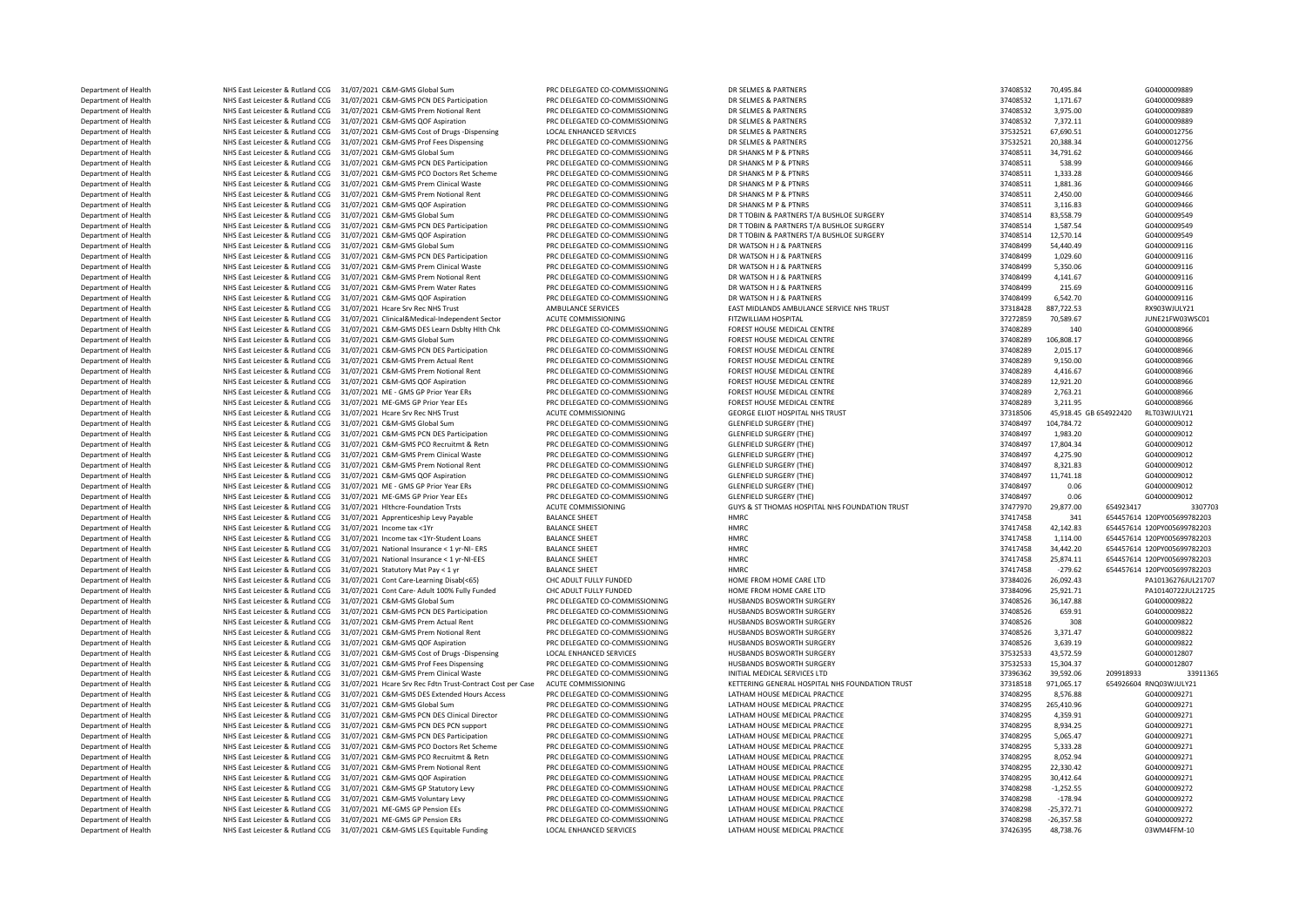| | | | | | | | | | |
|---|---|---|---|---|---|---|---|---|---|
| Department of Health | NHS East Leicester & Rutland CCG | 31/07/2021 | C&M-GMS Global Sum | PRC DELEGATED CO-COMMISSIONING | DR SELMES & PARTNERS | 37408532 | 70,495.84 | | G04000009889 |
| Department of Health | NHS East Leicester & Rutland CCG | 31/07/2021 | C&M-GMS PCN DES Participation | PRC DELEGATED CO-COMMISSIONING | DR SELMES & PARTNERS | 37408532 | 1,171.67 | | G04000009889 |
| Department of Health | NHS East Leicester & Rutland CCG | 31/07/2021 | C&M-GMS Prem Notional Rent | PRC DELEGATED CO-COMMISSIONING | DR SELMES & PARTNERS | 37408532 | 3,975.00 | | G04000009889 |
| Department of Health | NHS East Leicester & Rutland CCG | 31/07/2021 | C&M-GMS QOF Aspiration | PRC DELEGATED CO-COMMISSIONING | DR SELMES & PARTNERS | 37408532 | 7,372.11 | | G04000009889 |
| Department of Health | NHS East Leicester & Rutland CCG | 31/07/2021 | C&M-GMS Cost of Drugs -Dispensing | LOCAL ENHANCED SERVICES | DR SELMES & PARTNERS | 37532521 | 67,690.51 | | G04000012756 |
| Department of Health | NHS East Leicester & Rutland CCG | 31/07/2021 | C&M-GMS Prof Fees Dispensing | PRC DELEGATED CO-COMMISSIONING | DR SELMES & PARTNERS | 37532521 | 20,388.34 | | G04000012756 |
| Department of Health | NHS East Leicester & Rutland CCG | 31/07/2021 | C&M-GMS Global Sum | PRC DELEGATED CO-COMMISSIONING | DR SHANKS M P & PTNRS | 37408511 | 34,791.62 | | G04000009466 |
| Department of Health | NHS East Leicester & Rutland CCG | 31/07/2021 | C&M-GMS PCN DES Participation | PRC DELEGATED CO-COMMISSIONING | DR SHANKS M P & PTNRS | 37408511 | 538.99 | | G04000009466 |
| Department of Health | NHS East Leicester & Rutland CCG | 31/07/2021 | C&M-GMS PCO Doctors Ret Scheme | PRC DELEGATED CO-COMMISSIONING | DR SHANKS M P & PTNRS | 37408511 | 1,333.28 | | G04000009466 |
| Department of Health | NHS East Leicester & Rutland CCG | 31/07/2021 | C&M-GMS Prem Clinical Waste | PRC DELEGATED CO-COMMISSIONING | DR SHANKS M P & PTNRS | 37408511 | 1,881.36 | | G04000009466 |
| Department of Health | NHS East Leicester & Rutland CCG | 31/07/2021 | C&M-GMS Prem Notional Rent | PRC DELEGATED CO-COMMISSIONING | DR SHANKS M P & PTNRS | 37408511 | 2,450.00 | | G04000009466 |
| Department of Health | NHS East Leicester & Rutland CCG | 31/07/2021 | C&M-GMS QOF Aspiration | PRC DELEGATED CO-COMMISSIONING | DR SHANKS M P & PTNRS | 37408511 | 3,116.83 | | G04000009466 |
| Department of Health | NHS East Leicester & Rutland CCG | 31/07/2021 | C&M-GMS Global Sum | PRC DELEGATED CO-COMMISSIONING | DR T TOBIN & PARTNERS T/A BUSHLOE SURGERY | 37408514 | 83,558.79 | | G04000009549 |
| Department of Health | NHS East Leicester & Rutland CCG | 31/07/2021 | C&M-GMS PCN DES Participation | PRC DELEGATED CO-COMMISSIONING | DR T TOBIN & PARTNERS T/A BUSHLOE SURGERY | 37408514 | 1,587.54 | | G04000009549 |
| Department of Health | NHS East Leicester & Rutland CCG | 31/07/2021 | C&M-GMS QOF Aspiration | PRC DELEGATED CO-COMMISSIONING | DR T TOBIN & PARTNERS T/A BUSHLOE SURGERY | 37408514 | 12,570.14 | | G04000009549 |
| Department of Health | NHS East Leicester & Rutland CCG | 31/07/2021 | C&M-GMS Global Sum | PRC DELEGATED CO-COMMISSIONING | DR WATSON H J & PARTNERS | 37408499 | 54,440.49 | | G04000009116 |
| Department of Health | NHS East Leicester & Rutland CCG | 31/07/2021 | C&M-GMS PCN DES Participation | PRC DELEGATED CO-COMMISSIONING | DR WATSON H J & PARTNERS | 37408499 | 1,029.60 | | G04000009116 |
| Department of Health | NHS East Leicester & Rutland CCG | 31/07/2021 | C&M-GMS Prem Clinical Waste | PRC DELEGATED CO-COMMISSIONING | DR WATSON H J & PARTNERS | 37408499 | 5,350.06 | | G04000009116 |
| Department of Health | NHS East Leicester & Rutland CCG | 31/07/2021 | C&M-GMS Prem Notional Rent | PRC DELEGATED CO-COMMISSIONING | DR WATSON H J & PARTNERS | 37408499 | 4,141.67 | | G04000009116 |
| Department of Health | NHS East Leicester & Rutland CCG | 31/07/2021 | C&M-GMS Prem Water Rates | PRC DELEGATED CO-COMMISSIONING | DR WATSON H J & PARTNERS | 37408499 | 215.69 | | G04000009116 |
| Department of Health | NHS East Leicester & Rutland CCG | 31/07/2021 | C&M-GMS QOF Aspiration | PRC DELEGATED CO-COMMISSIONING | DR WATSON H J & PARTNERS | 37408499 | 6,542.70 | | G04000009116 |
| Department of Health | NHS East Leicester & Rutland CCG | 31/07/2021 | Hcare Srv Rec NHS Trust | AMBULANCE SERVICES | EAST MIDLANDS AMBULANCE SERVICE NHS TRUST | 37318428 | 887,722.53 | | RX903WJULY21 |
| Department of Health | NHS East Leicester & Rutland CCG | 31/07/2021 | Clinical&Medical-Independent Sector | ACUTE COMMISSIONING | FITZWILLIAM HOSPITAL | 37272859 | 70,589.67 | | JUNE21FW03WSC01 |
| Department of Health | NHS East Leicester & Rutland CCG | 31/07/2021 | C&M-GMS DES Learn Dsblty Hlth Chk | PRC DELEGATED CO-COMMISSIONING | FOREST HOUSE MEDICAL CENTRE | 37408289 | 140 | | G04000008966 |
| Department of Health | NHS East Leicester & Rutland CCG | 31/07/2021 | C&M-GMS Global Sum | PRC DELEGATED CO-COMMISSIONING | FOREST HOUSE MEDICAL CENTRE | 37408289 | 106,808.17 | | G04000008966 |
| Department of Health | NHS East Leicester & Rutland CCG | 31/07/2021 | C&M-GMS PCN DES Participation | PRC DELEGATED CO-COMMISSIONING | FOREST HOUSE MEDICAL CENTRE | 37408289 | 2,015.17 | | G04000008966 |
| Department of Health | NHS East Leicester & Rutland CCG | 31/07/2021 | C&M-GMS Prem Actual Rent | PRC DELEGATED CO-COMMISSIONING | FOREST HOUSE MEDICAL CENTRE | 37408289 | 9,150.00 | | G04000008966 |
| Department of Health | NHS East Leicester & Rutland CCG | 31/07/2021 | C&M-GMS Prem Notional Rent | PRC DELEGATED CO-COMMISSIONING | FOREST HOUSE MEDICAL CENTRE | 37408289 | 4,416.67 | | G04000008966 |
| Department of Health | NHS East Leicester & Rutland CCG | 31/07/2021 | C&M-GMS QOF Aspiration | PRC DELEGATED CO-COMMISSIONING | FOREST HOUSE MEDICAL CENTRE | 37408289 | 12,921.20 | | G04000008966 |
| Department of Health | NHS East Leicester & Rutland CCG | 31/07/2021 | ME - GMS GP Prior Year ERs | PRC DELEGATED CO-COMMISSIONING | FOREST HOUSE MEDICAL CENTRE | 37408289 | 2,763.21 | | G04000008966 |
| Department of Health | NHS East Leicester & Rutland CCG | 31/07/2021 | ME-GMS GP Prior Year EEs | PRC DELEGATED CO-COMMISSIONING | FOREST HOUSE MEDICAL CENTRE | 37408289 | 3,211.95 | | G04000008966 |
| Department of Health | NHS East Leicester & Rutland CCG | 31/07/2021 | Hcare Srv Rec NHS Trust | ACUTE COMMISSIONING | GEORGE ELIOT HOSPITAL NHS TRUST | 37318506 | 45,918.45 | GB 654922420 | RLT03WJULY21 |
| Department of Health | NHS East Leicester & Rutland CCG | 31/07/2021 | C&M-GMS Global Sum | PRC DELEGATED CO-COMMISSIONING | GLENFIELD SURGERY (THE) | 37408497 | 104,784.72 | | G04000009012 |
| Department of Health | NHS East Leicester & Rutland CCG | 31/07/2021 | C&M-GMS PCN DES Participation | PRC DELEGATED CO-COMMISSIONING | GLENFIELD SURGERY (THE) | 37408497 | 1,983.20 | | G04000009012 |
| Department of Health | NHS East Leicester & Rutland CCG | 31/07/2021 | C&M-GMS PCO Recruitmt & Retn | PRC DELEGATED CO-COMMISSIONING | GLENFIELD SURGERY (THE) | 37408497 | 17,804.34 | | G04000009012 |
| Department of Health | NHS East Leicester & Rutland CCG | 31/07/2021 | C&M-GMS Prem Clinical Waste | PRC DELEGATED CO-COMMISSIONING | GLENFIELD SURGERY (THE) | 37408497 | 4,275.90 | | G04000009012 |
| Department of Health | NHS East Leicester & Rutland CCG | 31/07/2021 | C&M-GMS Prem Notional Rent | PRC DELEGATED CO-COMMISSIONING | GLENFIELD SURGERY (THE) | 37408497 | 8,321.83 | | G04000009012 |
| Department of Health | NHS East Leicester & Rutland CCG | 31/07/2021 | C&M-GMS QOF Aspiration | PRC DELEGATED CO-COMMISSIONING | GLENFIELD SURGERY (THE) | 37408497 | 11,741.18 | | G04000009012 |
| Department of Health | NHS East Leicester & Rutland CCG | 31/07/2021 | ME - GMS GP Prior Year ERs | PRC DELEGATED CO-COMMISSIONING | GLENFIELD SURGERY (THE) | 37408497 | 0.06 | | G04000009012 |
| Department of Health | NHS East Leicester & Rutland CCG | 31/07/2021 | ME-GMS GP Prior Year EEs | PRC DELEGATED CO-COMMISSIONING | GLENFIELD SURGERY (THE) | 37408497 | 0.06 | | G04000009012 |
| Department of Health | NHS East Leicester & Rutland CCG | 31/07/2021 | Hlthcre-Foundation Trsts | ACUTE COMMISSIONING | GUYS & ST THOMAS HOSPITAL NHS FOUNDATION TRUST | 37477970 | 29,877.00 | 654923417 | 3307703 |
| Department of Health | NHS East Leicester & Rutland CCG | 31/07/2021 | Apprenticeship Levy Payable | BALANCE SHEET | HMRC | 37417458 | 341 | 654457614 | 120PY005699782203 |
| Department of Health | NHS East Leicester & Rutland CCG | 31/07/2021 | Income tax <1Yr | BALANCE SHEET | HMRC | 37417458 | 42,142.83 | 654457614 | 120PY005699782203 |
| Department of Health | NHS East Leicester & Rutland CCG | 31/07/2021 | Income tax <1Yr-Student Loans | BALANCE SHEET | HMRC | 37417458 | 1,114.00 | 654457614 | 120PY005699782203 |
| Department of Health | NHS East Leicester & Rutland CCG | 31/07/2021 | National Insurance < 1 yr-NI- ERS | BALANCE SHEET | HMRC | 37417458 | 34,442.20 | 654457614 | 120PY005699782203 |
| Department of Health | NHS East Leicester & Rutland CCG | 31/07/2021 | National Insurance < 1 yr-NI-EES | BALANCE SHEET | HMRC | 37417458 | 25,874.11 | 654457614 | 120PY005699782203 |
| Department of Health | NHS East Leicester & Rutland CCG | 31/07/2021 | Statutory Mat Pay < 1 yr | BALANCE SHEET | HMRC | 37417458 | -279.62 | 654457614 | 120PY005699782203 |
| Department of Health | NHS East Leicester & Rutland CCG | 31/07/2021 | Cont Care-Learning Disab(<65) | CHC ADULT FULLY FUNDED | HOME FROM HOME CARE LTD | 37384026 | 26,092.43 | | PA10136276JUL21707 |
| Department of Health | NHS East Leicester & Rutland CCG | 31/07/2021 | Cont Care- Adult 100% Fully Funded | CHC ADULT FULLY FUNDED | HOME FROM HOME CARE LTD | 37384096 | 25,921.71 | | PA10140722JUL21725 |
| Department of Health | NHS East Leicester & Rutland CCG | 31/07/2021 | C&M-GMS Global Sum | PRC DELEGATED CO-COMMISSIONING | HUSBANDS BOSWORTH SURGERY | 37408526 | 36,147.88 | | G04000009822 |
| Department of Health | NHS East Leicester & Rutland CCG | 31/07/2021 | C&M-GMS PCN DES Participation | PRC DELEGATED CO-COMMISSIONING | HUSBANDS BOSWORTH SURGERY | 37408526 | 659.91 | | G04000009822 |
| Department of Health | NHS East Leicester & Rutland CCG | 31/07/2021 | C&M-GMS Prem Actual Rent | PRC DELEGATED CO-COMMISSIONING | HUSBANDS BOSWORTH SURGERY | 37408526 | 308 | | G04000009822 |
| Department of Health | NHS East Leicester & Rutland CCG | 31/07/2021 | C&M-GMS Prem Notional Rent | PRC DELEGATED CO-COMMISSIONING | HUSBANDS BOSWORTH SURGERY | 37408526 | 3,371.47 | | G04000009822 |
| Department of Health | NHS East Leicester & Rutland CCG | 31/07/2021 | C&M-GMS QOF Aspiration | PRC DELEGATED CO-COMMISSIONING | HUSBANDS BOSWORTH SURGERY | 37408526 | 3,639.19 | | G04000009822 |
| Department of Health | NHS East Leicester & Rutland CCG | 31/07/2021 | C&M-GMS Cost of Drugs -Dispensing | LOCAL ENHANCED SERVICES | HUSBANDS BOSWORTH SURGERY | 37532533 | 43,572.59 | | G04000012807 |
| Department of Health | NHS East Leicester & Rutland CCG | 31/07/2021 | C&M-GMS Prof Fees Dispensing | PRC DELEGATED CO-COMMISSIONING | HUSBANDS BOSWORTH SURGERY | 37532533 | 15,304.37 | | G04000012807 |
| Department of Health | NHS East Leicester & Rutland CCG | 31/07/2021 | C&M-GMS Prem Clinical Waste | PRC DELEGATED CO-COMMISSIONING | INITIAL MEDICAL SERVICES LTD | 37396362 | 39,592.06 | 209918933 | 33911365 |
| Department of Health | NHS East Leicester & Rutland CCG | 31/07/2021 | Hcare Srv Rec Fdtn Trust-Contract Cost per Case | ACUTE COMMISSIONING | KETTERING GENERAL HOSPITAL NHS FOUNDATION TRUST | 37318518 | 971,065.17 | 654926604 | RNQ03WJULY21 |
| Department of Health | NHS East Leicester & Rutland CCG | 31/07/2021 | C&M-GMS DES Extended Hours Access | PRC DELEGATED CO-COMMISSIONING | LATHAM HOUSE MEDICAL PRACTICE | 37408295 | 8,576.88 | | G04000009271 |
| Department of Health | NHS East Leicester & Rutland CCG | 31/07/2021 | C&M-GMS Global Sum | PRC DELEGATED CO-COMMISSIONING | LATHAM HOUSE MEDICAL PRACTICE | 37408295 | 265,410.96 | | G04000009271 |
| Department of Health | NHS East Leicester & Rutland CCG | 31/07/2021 | C&M-GMS PCN DES Clinical Director | PRC DELEGATED CO-COMMISSIONING | LATHAM HOUSE MEDICAL PRACTICE | 37408295 | 4,359.91 | | G04000009271 |
| Department of Health | NHS East Leicester & Rutland CCG | 31/07/2021 | C&M-GMS PCN DES PCN support | PRC DELEGATED CO-COMMISSIONING | LATHAM HOUSE MEDICAL PRACTICE | 37408295 | 8,934.25 | | G04000009271 |
| Department of Health | NHS East Leicester & Rutland CCG | 31/07/2021 | C&M-GMS PCN DES Participation | PRC DELEGATED CO-COMMISSIONING | LATHAM HOUSE MEDICAL PRACTICE | 37408295 | 5,065.47 | | G04000009271 |
| Department of Health | NHS East Leicester & Rutland CCG | 31/07/2021 | C&M-GMS PCO Doctors Ret Scheme | PRC DELEGATED CO-COMMISSIONING | LATHAM HOUSE MEDICAL PRACTICE | 37408295 | 5,333.28 | | G04000009271 |
| Department of Health | NHS East Leicester & Rutland CCG | 31/07/2021 | C&M-GMS PCO Recruitmt & Retn | PRC DELEGATED CO-COMMISSIONING | LATHAM HOUSE MEDICAL PRACTICE | 37408295 | 8,052.94 | | G04000009271 |
| Department of Health | NHS East Leicester & Rutland CCG | 31/07/2021 | C&M-GMS Prem Notional Rent | PRC DELEGATED CO-COMMISSIONING | LATHAM HOUSE MEDICAL PRACTICE | 37408295 | 22,330.42 | | G04000009271 |
| Department of Health | NHS East Leicester & Rutland CCG | 31/07/2021 | C&M-GMS QOF Aspiration | PRC DELEGATED CO-COMMISSIONING | LATHAM HOUSE MEDICAL PRACTICE | 37408295 | 30,412.64 | | G04000009271 |
| Department of Health | NHS East Leicester & Rutland CCG | 31/07/2021 | C&M-GMS GP Statutory Levy | PRC DELEGATED CO-COMMISSIONING | LATHAM HOUSE MEDICAL PRACTICE | 37408298 | -1,252.55 | | G04000009272 |
| Department of Health | NHS East Leicester & Rutland CCG | 31/07/2021 | C&M-GMS Voluntary Levy | PRC DELEGATED CO-COMMISSIONING | LATHAM HOUSE MEDICAL PRACTICE | 37408298 | -178.94 | | G04000009272 |
| Department of Health | NHS East Leicester & Rutland CCG | 31/07/2021 | ME-GMS GP Pension EEs | PRC DELEGATED CO-COMMISSIONING | LATHAM HOUSE MEDICAL PRACTICE | 37408298 | -25,372.71 | | G04000009272 |
| Department of Health | NHS East Leicester & Rutland CCG | 31/07/2021 | ME-GMS GP Pension ERs | PRC DELEGATED CO-COMMISSIONING | LATHAM HOUSE MEDICAL PRACTICE | 37408298 | -26,357.58 | | G04000009272 |
| Department of Health | NHS East Leicester & Rutland CCG | 31/07/2021 | C&M-GMS LES Equitable Funding | LOCAL ENHANCED SERVICES | LATHAM HOUSE MEDICAL PRACTICE | 37426395 | 48,738.76 | | 03WM4FFM-10 |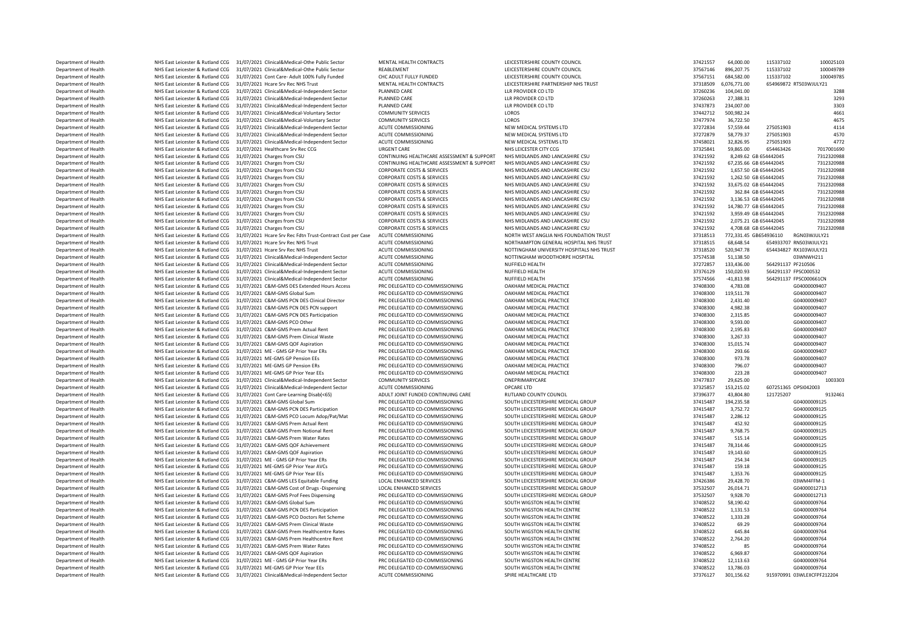| | | | | | | | | | | |
|---|---|---|---|---|---|---|---|---|---|---|
| Department of Health | NHS East Leicester & Rutland CCG | 31/07/2021 | Clinical&Medical-Othe Public Sector | MENTAL HEALTH CONTRACTS | LEICESTERSHIRE COUNTY COUNCIL | 37421557 | 64,000.00 | 115337102 | | 100025103 |
| Department of Health | NHS East Leicester & Rutland CCG | 31/07/2021 | Clinical&Medical-Othe Public Sector | REABLEMENT | LEICESTERSHIRE COUNTY COUNCIL | 37567146 | 896,207.75 | 115337102 | | 100049789 |
| Department of Health | NHS East Leicester & Rutland CCG | 31/07/2021 | Cont Care- Adult 100% Fully Funded | CHC ADULT FULLY FUNDED | LEICESTERSHIRE COUNTY COUNCIL | 37567151 | 684,582.00 | 115337102 | | 100049785 |
| Department of Health | NHS East Leicester & Rutland CCG | 31/07/2021 | Hcare Srv Rec NHS Trust | MENTAL HEALTH CONTRACTS | LEICESTERSHIRE PARTNERSHIP NHS TRUST | 37318509 | 6,076,771.00 | 654969872 | RT5 03WJULY21 | |
| Department of Health | NHS East Leicester & Rutland CCG | 31/07/2021 | Clinical&Medical-Independent Sector | PLANNED CARE | LLR PROVIDER CO LTD | 37260236 | 104,041.00 | | | 3288 |
| Department of Health | NHS East Leicester & Rutland CCG | 31/07/2021 | Clinical&Medical-Independent Sector | PLANNED CARE | LLR PROVIDER CO LTD | 37260263 | 27,388.31 | | | 3293 |
| Department of Health | NHS East Leicester & Rutland CCG | 31/07/2021 | Clinical&Medical-Independent Sector | PLANNED CARE | LLR PROVIDER CO LTD | 37437873 | 234,007.00 | | | 3303 |
| Department of Health | NHS East Leicester & Rutland CCG | 31/07/2021 | Clinical&Medical-Voluntary Sector | COMMUNITY SERVICES | LOROS | 37442712 | 500,982.24 | | | 4661 |
| Department of Health | NHS East Leicester & Rutland CCG | 31/07/2021 | Clinical&Medical-Voluntary Sector | COMMUNITY SERVICES | LOROS | 37477974 | 36,722.50 | | | 4675 |
| Department of Health | NHS East Leicester & Rutland CCG | 31/07/2021 | Clinical&Medical-Independent Sector | ACUTE COMMISSIONING | NEW MEDICAL SYSTEMS LTD | 37272834 | 57,559.44 | 275051903 | | 4114 |
| Department of Health | NHS East Leicester & Rutland CCG | 31/07/2021 | Clinical&Medical-Independent Sector | ACUTE COMMISSIONING | NEW MEDICAL SYSTEMS LTD | 37272879 | 58,779.37 | 275051903 | | 4570 |
| Department of Health | NHS East Leicester & Rutland CCG | 31/07/2021 | Clinical&Medical-Independent Sector | ACUTE COMMISSIONING | NEW MEDICAL SYSTEMS LTD | 37458021 | 32,826.95 | 275051903 | | 4772 |
| Department of Health | NHS East Leicester & Rutland CCG | 31/07/2021 | Healthcare Srv Rec CCG | URGENT CARE | NHS LEICESTER CITY CCG | 37325841 | 59,865.00 | 654463426 | | 7017001690 |
| Department of Health | NHS East Leicester & Rutland CCG | 31/07/2021 | Charges from CSU | CONTINUING HEALTHCARE ASSESSMENT & SUPPORT | NHS MIDLANDS AND LANCASHIRE CSU | 37421592 | 8,249.62 | GB 654442045 | | 7312320988 |
| Department of Health | NHS East Leicester & Rutland CCG | 31/07/2021 | Charges from CSU | CONTINUING HEALTHCARE ASSESSMENT & SUPPORT | NHS MIDLANDS AND LANCASHIRE CSU | 37421592 | 67,235.66 | GB 654442045 | | 7312320988 |
| Department of Health | NHS East Leicester & Rutland CCG | 31/07/2021 | Charges from CSU | CORPORATE COSTS & SERVICES | NHS MIDLANDS AND LANCASHIRE CSU | 37421592 | 1,657.50 | GB 654442045 | | 7312320988 |
| Department of Health | NHS East Leicester & Rutland CCG | 31/07/2021 | Charges from CSU | CORPORATE COSTS & SERVICES | NHS MIDLANDS AND LANCASHIRE CSU | 37421592 | 1,262.50 | GB 654442045 | | 7312320988 |
| Department of Health | NHS East Leicester & Rutland CCG | 31/07/2021 | Charges from CSU | CORPORATE COSTS & SERVICES | NHS MIDLANDS AND LANCASHIRE CSU | 37421592 | 33,675.02 | GB 654442045 | | 7312320988 |
| Department of Health | NHS East Leicester & Rutland CCG | 31/07/2021 | Charges from CSU | CORPORATE COSTS & SERVICES | NHS MIDLANDS AND LANCASHIRE CSU | 37421592 | 362.84 | GB 654442045 | | 7312320988 |
| Department of Health | NHS East Leicester & Rutland CCG | 31/07/2021 | Charges from CSU | CORPORATE COSTS & SERVICES | NHS MIDLANDS AND LANCASHIRE CSU | 37421592 | 3,136.53 | GB 654442045 | | 7312320988 |
| Department of Health | NHS East Leicester & Rutland CCG | 31/07/2021 | Charges from CSU | CORPORATE COSTS & SERVICES | NHS MIDLANDS AND LANCASHIRE CSU | 37421592 | 14,780.77 | GB 654442045 | | 7312320988 |
| Department of Health | NHS East Leicester & Rutland CCG | 31/07/2021 | Charges from CSU | CORPORATE COSTS & SERVICES | NHS MIDLANDS AND LANCASHIRE CSU | 37421592 | 3,959.49 | GB 654442045 | | 7312320988 |
| Department of Health | NHS East Leicester & Rutland CCG | 31/07/2021 | Charges from CSU | CORPORATE COSTS & SERVICES | NHS MIDLANDS AND LANCASHIRE CSU | 37421592 | 2,075.21 | GB 654442045 | | 7312320988 |
| Department of Health | NHS East Leicester & Rutland CCG | 31/07/2021 | Charges from CSU | CORPORATE COSTS & SERVICES | NHS MIDLANDS AND LANCASHIRE CSU | 37421592 | 4,708.68 | GB 654442045 | | 7312320988 |
| Department of Health | NHS East Leicester & Rutland CCG | 31/07/2021 | Hcare Srv Rec Fdtn Trust-Contract Cost per Case | ACUTE COMMISSIONING | NORTH WEST ANGLIA NHS FOUNDATION TRUST | 37318513 | 772,331.45 | GB654936110 | RGN03WJULY21 | |
| Department of Health | NHS East Leicester & Rutland CCG | 31/07/2021 | Hcare Srv Rec NHS Trust | ACUTE COMMISSIONING | NORTHAMPTON GENERAL HOSPITAL NHS TRUST | 37318515 | 68,648.54 | 654933707 | RNS03WJULY21 | |
| Department of Health | NHS East Leicester & Rutland CCG | 31/07/2021 | Hcare Srv Rec NHS Trust | ACUTE COMMISSIONING | NOTTINGHAM UNIVERSITY HOSPITALS NHS TRUST | 37318520 | 520,947.78 | 654434827 | RX103WJULY21 | |
| Department of Health | NHS East Leicester & Rutland CCG | 31/07/2021 | Clinical&Medical-Independent Sector | ACUTE COMMISSIONING | NOTTINGHAM WOODTHORPE HOSPITAL | 37574538 | 51,138.50 | | 03WNWH211 | |
| Department of Health | NHS East Leicester & Rutland CCG | 31/07/2021 | Clinical&Medical-Independent Sector | ACUTE COMMISSIONING | NUFFIELD HEALTH | 37272857 | 133,436.00 | 564291137 | PF210506 | |
| Department of Health | NHS East Leicester & Rutland CCG | 31/07/2021 | Clinical&Medical-Independent Sector | ACUTE COMMISSIONING | NUFFIELD HEALTH | 37376129 | 150,020.93 | 564291137 | FPSC000532 | |
| Department of Health | NHS East Leicester & Rutland CCG | 31/07/2021 | Clinical&Medical-Independent Sector | ACUTE COMMISSIONING | NUFFIELD HEALTH | 37574566 | -41,813.98 | 564291137 | FPSC000661CN | |
| Department of Health | NHS East Leicester & Rutland CCG | 31/07/2021 | C&M-GMS DES Extended Hours Access | PRC DELEGATED CO-COMMISSIONING | OAKHAM MEDICAL PRACTICE | 37408300 | 4,783.08 | | G04000009407 | |
| Department of Health | NHS East Leicester & Rutland CCG | 31/07/2021 | C&M-GMS Global Sum | PRC DELEGATED CO-COMMISSIONING | OAKHAM MEDICAL PRACTICE | 37408300 | 119,511.78 | | G04000009407 | |
| Department of Health | NHS East Leicester & Rutland CCG | 31/07/2021 | C&M-GMS PCN DES Clinical Director | PRC DELEGATED CO-COMMISSIONING | OAKHAM MEDICAL PRACTICE | 37408300 | 2,431.40 | | G04000009407 | |
| Department of Health | NHS East Leicester & Rutland CCG | 31/07/2021 | C&M-GMS PCN DES PCN support | PRC DELEGATED CO-COMMISSIONING | OAKHAM MEDICAL PRACTICE | 37408300 | 4,982.38 | | G04000009407 | |
| Department of Health | NHS East Leicester & Rutland CCG | 31/07/2021 | C&M-GMS PCN DES Participation | PRC DELEGATED CO-COMMISSIONING | OAKHAM MEDICAL PRACTICE | 37408300 | 2,315.85 | | G04000009407 | |
| Department of Health | NHS East Leicester & Rutland CCG | 31/07/2021 | C&M-GMS PCO Other | PRC DELEGATED CO-COMMISSIONING | OAKHAM MEDICAL PRACTICE | 37408300 | 9,593.00 | | G04000009407 | |
| Department of Health | NHS East Leicester & Rutland CCG | 31/07/2021 | C&M-GMS Prem Actual Rent | PRC DELEGATED CO-COMMISSIONING | OAKHAM MEDICAL PRACTICE | 37408300 | 2,195.83 | | G04000009407 | |
| Department of Health | NHS East Leicester & Rutland CCG | 31/07/2021 | C&M-GMS Prem Clinical Waste | PRC DELEGATED CO-COMMISSIONING | OAKHAM MEDICAL PRACTICE | 37408300 | 3,267.33 | | G04000009407 | |
| Department of Health | NHS East Leicester & Rutland CCG | 31/07/2021 | C&M-GMS QOF Aspiration | PRC DELEGATED CO-COMMISSIONING | OAKHAM MEDICAL PRACTICE | 37408300 | 15,015.74 | | G04000009407 | |
| Department of Health | NHS East Leicester & Rutland CCG | 31/07/2021 | ME - GMS GP Prior Year ERs | PRC DELEGATED CO-COMMISSIONING | OAKHAM MEDICAL PRACTICE | 37408300 | 293.66 | | G04000009407 | |
| Department of Health | NHS East Leicester & Rutland CCG | 31/07/2021 | ME-GMS GP Pension EEs | PRC DELEGATED CO-COMMISSIONING | OAKHAM MEDICAL PRACTICE | 37408300 | 973.78 | | G04000009407 | |
| Department of Health | NHS East Leicester & Rutland CCG | 31/07/2021 | ME-GMS GP Pension ERs | PRC DELEGATED CO-COMMISSIONING | OAKHAM MEDICAL PRACTICE | 37408300 | 796.07 | | G04000009407 | |
| Department of Health | NHS East Leicester & Rutland CCG | 31/07/2021 | ME-GMS GP Prior Year EEs | PRC DELEGATED CO-COMMISSIONING | OAKHAM MEDICAL PRACTICE | 37408300 | 223.28 | | G04000009407 | |
| Department of Health | NHS East Leicester & Rutland CCG | 31/07/2021 | Clinical&Medical-Independent Sector | COMMUNITY SERVICES | ONEPRIMARYCARE | 37477837 | 29,625.00 | | | 1003303 |
| Department of Health | NHS East Leicester & Rutland CCG | 31/07/2021 | Clinical&Medical-Independent Sector | ACUTE COMMISSIONING | OPCARE LTD | 37325857 | 153,215.02 | 607251365 | OPSI042003 | |
| Department of Health | NHS East Leicester & Rutland CCG | 31/07/2021 | Cont Care-Learning Disab(<65) | ADULT JOINT FUNDED CONTINUING CARE | RUTLAND COUNTY COUNCIL | 37396377 | 43,804.80 | 121725207 | | 9132461 |
| Department of Health | NHS East Leicester & Rutland CCG | 31/07/2021 | C&M-GMS Global Sum | PRC DELEGATED CO-COMMISSIONING | SOUTH LEICESTERSHIRE MEDICAL GROUP | 37415487 | 194,235.58 | | G04000009125 | |
| Department of Health | NHS East Leicester & Rutland CCG | 31/07/2021 | C&M-GMS PCN DES Participation | PRC DELEGATED CO-COMMISSIONING | SOUTH LEICESTERSHIRE MEDICAL GROUP | 37415487 | 3,752.72 | | G04000009125 | |
| Department of Health | NHS East Leicester & Rutland CCG | 31/07/2021 | C&M-GMS PCO Locum Adop/Pat/Mat | PRC DELEGATED CO-COMMISSIONING | SOUTH LEICESTERSHIRE MEDICAL GROUP | 37415487 | 2,286.12 | | G04000009125 | |
| Department of Health | NHS East Leicester & Rutland CCG | 31/07/2021 | C&M-GMS Prem Actual Rent | PRC DELEGATED CO-COMMISSIONING | SOUTH LEICESTERSHIRE MEDICAL GROUP | 37415487 | 452.92 | | G04000009125 | |
| Department of Health | NHS East Leicester & Rutland CCG | 31/07/2021 | C&M-GMS Prem Notional Rent | PRC DELEGATED CO-COMMISSIONING | SOUTH LEICESTERSHIRE MEDICAL GROUP | 37415487 | 9,768.75 | | G04000009125 | |
| Department of Health | NHS East Leicester & Rutland CCG | 31/07/2021 | C&M-GMS Prem Water Rates | PRC DELEGATED CO-COMMISSIONING | SOUTH LEICESTERSHIRE MEDICAL GROUP | 37415487 | 515.14 | | G04000009125 | |
| Department of Health | NHS East Leicester & Rutland CCG | 31/07/2021 | C&M-GMS QOF Achievement | PRC DELEGATED CO-COMMISSIONING | SOUTH LEICESTERSHIRE MEDICAL GROUP | 37415487 | 78,314.46 | | G04000009125 | |
| Department of Health | NHS East Leicester & Rutland CCG | 31/07/2021 | C&M-GMS QOF Aspiration | PRC DELEGATED CO-COMMISSIONING | SOUTH LEICESTERSHIRE MEDICAL GROUP | 37415487 | 19,143.60 | | G04000009125 | |
| Department of Health | NHS East Leicester & Rutland CCG | 31/07/2021 | ME - GMS GP Prior Year ERs | PRC DELEGATED CO-COMMISSIONING | SOUTH LEICESTERSHIRE MEDICAL GROUP | 37415487 | 254.34 | | G04000009125 | |
| Department of Health | NHS East Leicester & Rutland CCG | 31/07/2021 | ME-GMS GP Prior Year AVCs | PRC DELEGATED CO-COMMISSIONING | SOUTH LEICESTERSHIRE MEDICAL GROUP | 37415487 | 159.18 | | G04000009125 | |
| Department of Health | NHS East Leicester & Rutland CCG | 31/07/2021 | ME-GMS GP Prior Year EEs | PRC DELEGATED CO-COMMISSIONING | SOUTH LEICESTERSHIRE MEDICAL GROUP | 37415487 | 1,353.76 | | G04000009125 | |
| Department of Health | NHS East Leicester & Rutland CCG | 31/07/2021 | C&M-GMS LES Equitable Funding | LOCAL ENHANCED SERVICES | SOUTH LEICESTERSHIRE MEDICAL GROUP | 37426386 | 29,428.70 | | 03WM4FFM-1 | |
| Department of Health | NHS East Leicester & Rutland CCG | 31/07/2021 | C&M-GMS Cost of Drugs -Dispensing | LOCAL ENHANCED SERVICES | SOUTH LEICESTERSHIRE MEDICAL GROUP | 37532507 | 26,014.71 | | G04000012713 | |
| Department of Health | NHS East Leicester & Rutland CCG | 31/07/2021 | C&M-GMS Prof Fees Dispensing | PRC DELEGATED CO-COMMISSIONING | SOUTH LEICESTERSHIRE MEDICAL GROUP | 37532507 | 9,928.70 | | G04000012713 | |
| Department of Health | NHS East Leicester & Rutland CCG | 31/07/2021 | C&M-GMS Global Sum | PRC DELEGATED CO-COMMISSIONING | SOUTH WIGSTON HEALTH CENTRE | 37408522 | 58,190.42 | | G04000009764 | |
| Department of Health | NHS East Leicester & Rutland CCG | 31/07/2021 | C&M-GMS PCN DES Participation | PRC DELEGATED CO-COMMISSIONING | SOUTH WIGSTON HEALTH CENTRE | 37408522 | 1,131.53 | | G04000009764 | |
| Department of Health | NHS East Leicester & Rutland CCG | 31/07/2021 | C&M-GMS PCO Doctors Ret Scheme | PRC DELEGATED CO-COMMISSIONING | SOUTH WIGSTON HEALTH CENTRE | 37408522 | 1,333.28 | | G04000009764 | |
| Department of Health | NHS East Leicester & Rutland CCG | 31/07/2021 | C&M-GMS Prem Clinical Waste | PRC DELEGATED CO-COMMISSIONING | SOUTH WIGSTON HEALTH CENTRE | 37408522 | 69.29 | | G04000009764 | |
| Department of Health | NHS East Leicester & Rutland CCG | 31/07/2021 | C&M-GMS Prem Healthcentre Rates | PRC DELEGATED CO-COMMISSIONING | SOUTH WIGSTON HEALTH CENTRE | 37408522 | 645.84 | | G04000009764 | |
| Department of Health | NHS East Leicester & Rutland CCG | 31/07/2021 | C&M-GMS Prem Healthcentre Rent | PRC DELEGATED CO-COMMISSIONING | SOUTH WIGSTON HEALTH CENTRE | 37408522 | 2,764.20 | | G04000009764 | |
| Department of Health | NHS East Leicester & Rutland CCG | 31/07/2021 | C&M-GMS Prem Water Rates | PRC DELEGATED CO-COMMISSIONING | SOUTH WIGSTON HEALTH CENTRE | 37408522 | 85 | | G04000009764 | |
| Department of Health | NHS East Leicester & Rutland CCG | 31/07/2021 | C&M-GMS QOF Aspiration | PRC DELEGATED CO-COMMISSIONING | SOUTH WIGSTON HEALTH CENTRE | 37408522 | 6,969.87 | | G04000009764 | |
| Department of Health | NHS East Leicester & Rutland CCG | 31/07/2021 | ME - GMS GP Prior Year ERs | PRC DELEGATED CO-COMMISSIONING | SOUTH WIGSTON HEALTH CENTRE | 37408522 | 12,113.63 | | G04000009764 | |
| Department of Health | NHS East Leicester & Rutland CCG | 31/07/2021 | ME-GMS GP Prior Year EEs | PRC DELEGATED CO-COMMISSIONING | SOUTH WIGSTON HEALTH CENTRE | 37408522 | 13,786.03 | | G04000009764 | |
| Department of Health | NHS East Leicester & Rutland CCG | 31/07/2021 | Clinical&Medical-Independent Sector | ACUTE COMMISSIONING | SPIRE HEALTHCARE LTD | 37376127 | 301,156.62 | 915970991 | 03WLEICFPF212204 | |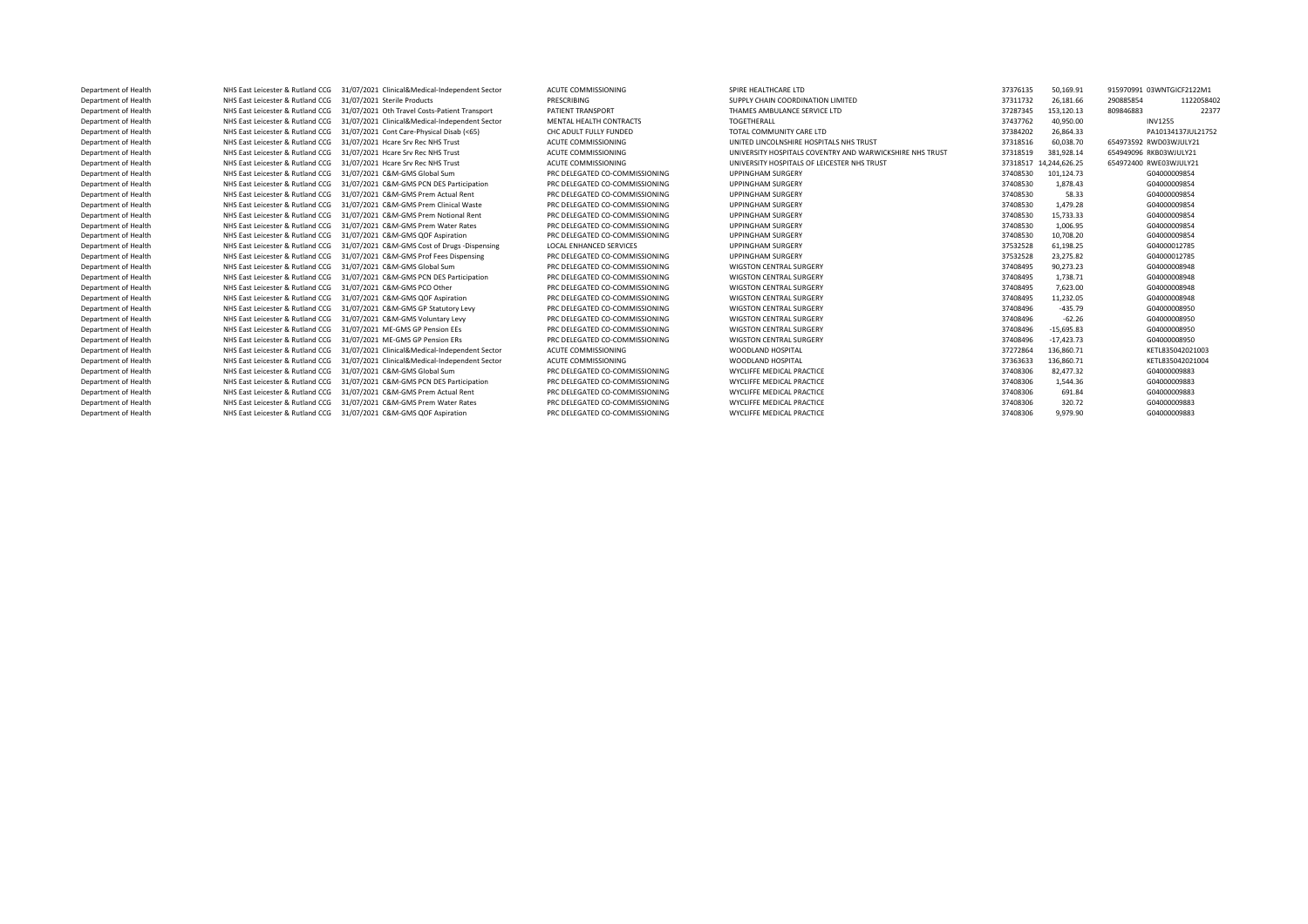| | | | | | | | | | |
|---|---|---|---|---|---|---|---|---|---|
| Department of Health | NHS East Leicester & Rutland CCG | 31/07/2021 | Clinical&Medical-Independent Sector | ACUTE COMMISSIONING | SPIRE HEALTHCARE LTD | 37376135 | 50,169.91 | 915970991 | 03WNTGICF2122M1 |
| Department of Health | NHS East Leicester & Rutland CCG | 31/07/2021 | Sterile Products | PRESCRIBING | SUPPLY CHAIN COORDINATION LIMITED | 37311732 | 26,181.66 | 290885854 | 1122058402 |
| Department of Health | NHS East Leicester & Rutland CCG | 31/07/2021 | Oth Travel Costs-Patient Transport | PATIENT TRANSPORT | THAMES AMBULANCE SERVICE LTD | 37287345 | 153,120.13 | 809846883 | 22377 |
| Department of Health | NHS East Leicester & Rutland CCG | 31/07/2021 | Clinical&Medical-Independent Sector | MENTAL HEALTH CONTRACTS | TOGETHERALL | 37437762 | 40,950.00 | | INV1255 |
| Department of Health | NHS East Leicester & Rutland CCG | 31/07/2021 | Cont Care-Physical Disab (<65) | CHC ADULT FULLY FUNDED | TOTAL COMMUNITY CARE LTD | 37384202 | 26,864.33 | | PA10134137JUL21752 |
| Department of Health | NHS East Leicester & Rutland CCG | 31/07/2021 | Hcare Srv Rec NHS Trust | ACUTE COMMISSIONING | UNITED LINCOLNSHIRE HOSPITALS NHS TRUST | 37318516 | 60,038.70 | 654973592 | RWD03WJULY21 |
| Department of Health | NHS East Leicester & Rutland CCG | 31/07/2021 | Hcare Srv Rec NHS Trust | ACUTE COMMISSIONING | UNIVERSITY HOSPITALS COVENTRY AND WARWICKSHIRE NHS TRUST | 37318519 | 381,928.14 | 654949096 | RKB03WJULY21 |
| Department of Health | NHS East Leicester & Rutland CCG | 31/07/2021 | Hcare Srv Rec NHS Trust | ACUTE COMMISSIONING | UNIVERSITY HOSPITALS OF LEICESTER NHS TRUST | 37318517 | 14,244,626.25 | 654972400 | RWE03WJULY21 |
| Department of Health | NHS East Leicester & Rutland CCG | 31/07/2021 | C&M-GMS Global Sum | PRC DELEGATED CO-COMMISSIONING | UPPINGHAM SURGERY | 37408530 | 101,124.73 | | G04000009854 |
| Department of Health | NHS East Leicester & Rutland CCG | 31/07/2021 | C&M-GMS PCN DES Participation | PRC DELEGATED CO-COMMISSIONING | UPPINGHAM SURGERY | 37408530 | 1,878.43 | | G04000009854 |
| Department of Health | NHS East Leicester & Rutland CCG | 31/07/2021 | C&M-GMS Prem Actual Rent | PRC DELEGATED CO-COMMISSIONING | UPPINGHAM SURGERY | 37408530 | 58.33 | | G04000009854 |
| Department of Health | NHS East Leicester & Rutland CCG | 31/07/2021 | C&M-GMS Prem Clinical Waste | PRC DELEGATED CO-COMMISSIONING | UPPINGHAM SURGERY | 37408530 | 1,479.28 | | G04000009854 |
| Department of Health | NHS East Leicester & Rutland CCG | 31/07/2021 | C&M-GMS Prem Notional Rent | PRC DELEGATED CO-COMMISSIONING | UPPINGHAM SURGERY | 37408530 | 15,733.33 | | G04000009854 |
| Department of Health | NHS East Leicester & Rutland CCG | 31/07/2021 | C&M-GMS Prem Water Rates | PRC DELEGATED CO-COMMISSIONING | UPPINGHAM SURGERY | 37408530 | 1,006.95 | | G04000009854 |
| Department of Health | NHS East Leicester & Rutland CCG | 31/07/2021 | C&M-GMS QOF Aspiration | PRC DELEGATED CO-COMMISSIONING | UPPINGHAM SURGERY | 37408530 | 10,708.20 | | G04000009854 |
| Department of Health | NHS East Leicester & Rutland CCG | 31/07/2021 | C&M-GMS Cost of Drugs -Dispensing | LOCAL ENHANCED SERVICES | UPPINGHAM SURGERY | 37532528 | 61,198.25 | | G04000012785 |
| Department of Health | NHS East Leicester & Rutland CCG | 31/07/2021 | C&M-GMS Prof Fees Dispensing | PRC DELEGATED CO-COMMISSIONING | UPPINGHAM SURGERY | 37532528 | 23,275.82 | | G04000012785 |
| Department of Health | NHS East Leicester & Rutland CCG | 31/07/2021 | C&M-GMS Global Sum | PRC DELEGATED CO-COMMISSIONING | WIGSTON CENTRAL SURGERY | 37408495 | 90,273.23 | | G04000008948 |
| Department of Health | NHS East Leicester & Rutland CCG | 31/07/2021 | C&M-GMS PCN DES Participation | PRC DELEGATED CO-COMMISSIONING | WIGSTON CENTRAL SURGERY | 37408495 | 1,738.71 | | G04000008948 |
| Department of Health | NHS East Leicester & Rutland CCG | 31/07/2021 | C&M-GMS PCO Other | PRC DELEGATED CO-COMMISSIONING | WIGSTON CENTRAL SURGERY | 37408495 | 7,623.00 | | G04000008948 |
| Department of Health | NHS East Leicester & Rutland CCG | 31/07/2021 | C&M-GMS QOF Aspiration | PRC DELEGATED CO-COMMISSIONING | WIGSTON CENTRAL SURGERY | 37408495 | 11,232.05 | | G04000008948 |
| Department of Health | NHS East Leicester & Rutland CCG | 31/07/2021 | C&M-GMS GP Statutory Levy | PRC DELEGATED CO-COMMISSIONING | WIGSTON CENTRAL SURGERY | 37408496 | -435.79 | | G04000008950 |
| Department of Health | NHS East Leicester & Rutland CCG | 31/07/2021 | C&M-GMS Voluntary Levy | PRC DELEGATED CO-COMMISSIONING | WIGSTON CENTRAL SURGERY | 37408496 | -62.26 | | G04000008950 |
| Department of Health | NHS East Leicester & Rutland CCG | 31/07/2021 | ME-GMS GP Pension EEs | PRC DELEGATED CO-COMMISSIONING | WIGSTON CENTRAL SURGERY | 37408496 | -15,695.83 | | G04000008950 |
| Department of Health | NHS East Leicester & Rutland CCG | 31/07/2021 | ME-GMS GP Pension ERs | PRC DELEGATED CO-COMMISSIONING | WIGSTON CENTRAL SURGERY | 37408496 | -17,423.73 | | G04000008950 |
| Department of Health | NHS East Leicester & Rutland CCG | 31/07/2021 | Clinical&Medical-Independent Sector | ACUTE COMMISSIONING | WOODLAND HOSPITAL | 37272864 | 136,860.71 | | KETL835042021003 |
| Department of Health | NHS East Leicester & Rutland CCG | 31/07/2021 | Clinical&Medical-Independent Sector | ACUTE COMMISSIONING | WOODLAND HOSPITAL | 37363633 | 136,860.71 | | KETL835042021004 |
| Department of Health | NHS East Leicester & Rutland CCG | 31/07/2021 | C&M-GMS Global Sum | PRC DELEGATED CO-COMMISSIONING | WYCLIFFE MEDICAL PRACTICE | 37408306 | 82,477.32 | | G04000009883 |
| Department of Health | NHS East Leicester & Rutland CCG | 31/07/2021 | C&M-GMS PCN DES Participation | PRC DELEGATED CO-COMMISSIONING | WYCLIFFE MEDICAL PRACTICE | 37408306 | 1,544.36 | | G04000009883 |
| Department of Health | NHS East Leicester & Rutland CCG | 31/07/2021 | C&M-GMS Prem Actual Rent | PRC DELEGATED CO-COMMISSIONING | WYCLIFFE MEDICAL PRACTICE | 37408306 | 691.84 | | G04000009883 |
| Department of Health | NHS East Leicester & Rutland CCG | 31/07/2021 | C&M-GMS Prem Water Rates | PRC DELEGATED CO-COMMISSIONING | WYCLIFFE MEDICAL PRACTICE | 37408306 | 320.72 | | G04000009883 |
| Department of Health | NHS East Leicester & Rutland CCG | 31/07/2021 | C&M-GMS QOF Aspiration | PRC DELEGATED CO-COMMISSIONING | WYCLIFFE MEDICAL PRACTICE | 37408306 | 9,979.90 | | G04000009883 |